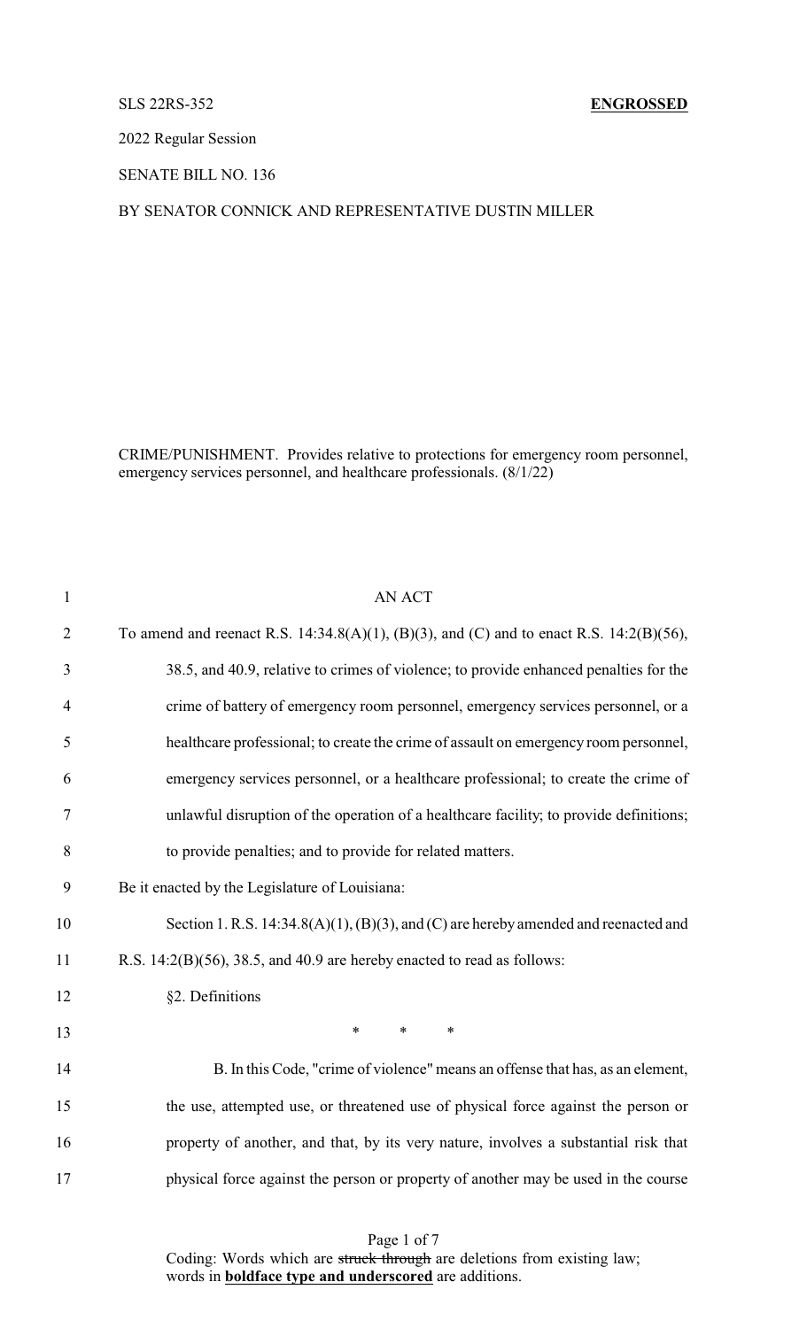SLS 22RS-352 **ENGROSSED**

2022 Regular Session

SENATE BILL NO. 136

BY SENATOR CONNICK AND REPRESENTATIVE DUSTIN MILLER

CRIME/PUNISHMENT. Provides relative to protections for emergency room personnel, emergency services personnel, and healthcare professionals. (8/1/22)

1 AN ACT

2 To amend and reenact R.S. 14:34.8(A)(1), (B)(3), and (C) and to enact R.S. 14:2(B)(56),

3 38.5, and 40.9, relative to crimes of violence; to provide enhanced penalties for the

4 crime of battery of emergency room personnel, emergency services personnel, or a

5 healthcare professional; to create the crime of assault on emergency room personnel,

6 emergency services personnel, or a healthcare professional; to create the crime of

7 unlawful disruption of the operation of a healthcare facility; to provide definitions;

8 to provide penalties; and to provide for related matters.

9 Be it enacted by the Legislature of Louisiana:

10 Section 1. R.S. 14:34.8(A)(1), (B)(3), and (C) are hereby amended and reenacted and

11 R.S. 14:2(B)(56), 38.5, and 40.9 are hereby enacted to read as follows:

12 §2. Definitions

13 * * *

14 B. In this Code, "crime of violence" means an offense that has, as an element,

15 the use, attempted use, or threatened use of physical force against the person or

16 property of another, and that, by its very nature, involves a substantial risk that

17 physical force against the person or property of another may be used in the course

Coding: Words which are ~~struck through~~ are deletions from existing law; words in **boldface type and underscored** are additions.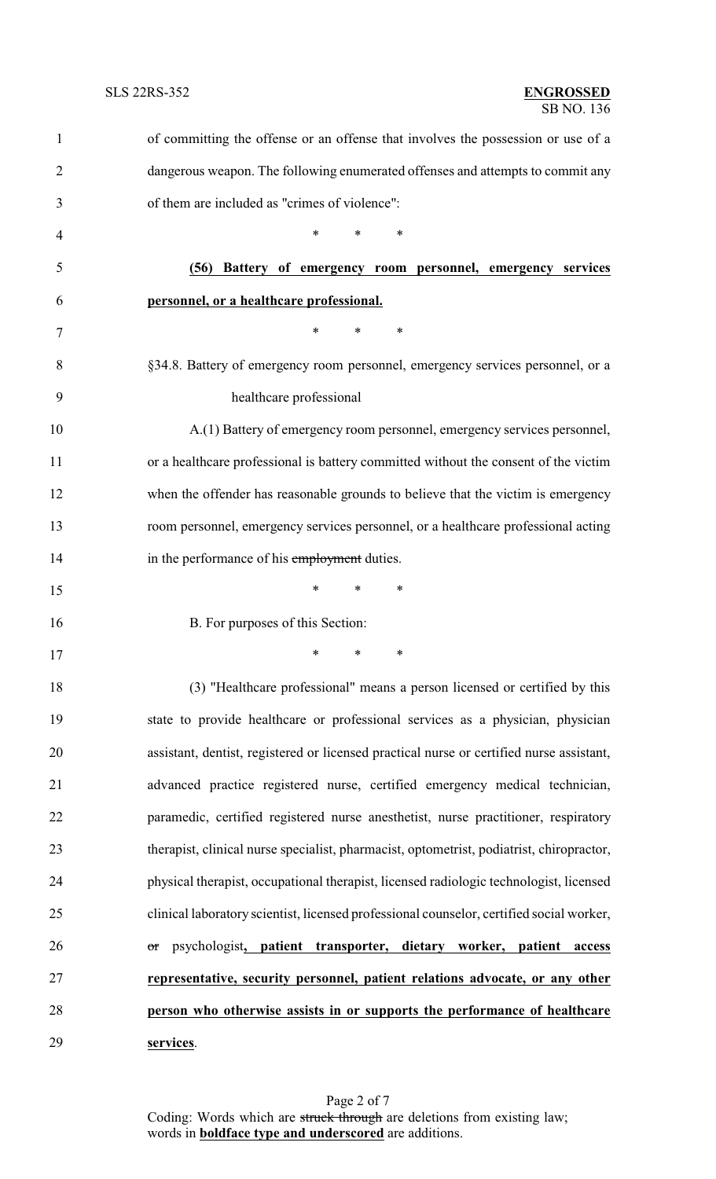of committing the offense or an offense that involves the possession or use of a dangerous weapon. The following enumerated offenses and attempts to commit any of them are included as "crimes of violence":

\* \* \*

**(56) Battery of emergency room personnel, emergency services personnel, or a healthcare professional.**

\* \* \*

§34.8. Battery of emergency room personnel, emergency services personnel, or a healthcare professional

A.(1) Battery of emergency room personnel, emergency services personnel, or a healthcare professional is battery committed without the consent of the victim when the offender has reasonable grounds to believe that the victim is emergency room personnel, emergency services personnel, or a healthcare professional acting in the performance of his ~~employment~~ duties.

\* \* \*

B. For purposes of this Section:

\* \* \*

(3) "Healthcare professional" means a person licensed or certified by this state to provide healthcare or professional services as a physician, physician assistant, dentist, registered or licensed practical nurse or certified nurse assistant, advanced practice registered nurse, certified emergency medical technician, paramedic, certified registered nurse anesthetist, nurse practitioner, respiratory therapist, clinical nurse specialist, pharmacist, optometrist, podiatrist, chiropractor, physical therapist, occupational therapist, licensed radiologic technologist, licensed clinical laboratory scientist, licensed professional counselor, certified social worker, ~~or~~ psychologist**, patient transporter, dietary worker, patient access representative, security personnel, patient relations advocate, or any other person who otherwise assists in or supports the performance of healthcare services**.

Coding: Words which are ~~struck through~~ are deletions from existing law; words in **boldface type and underscored** are additions.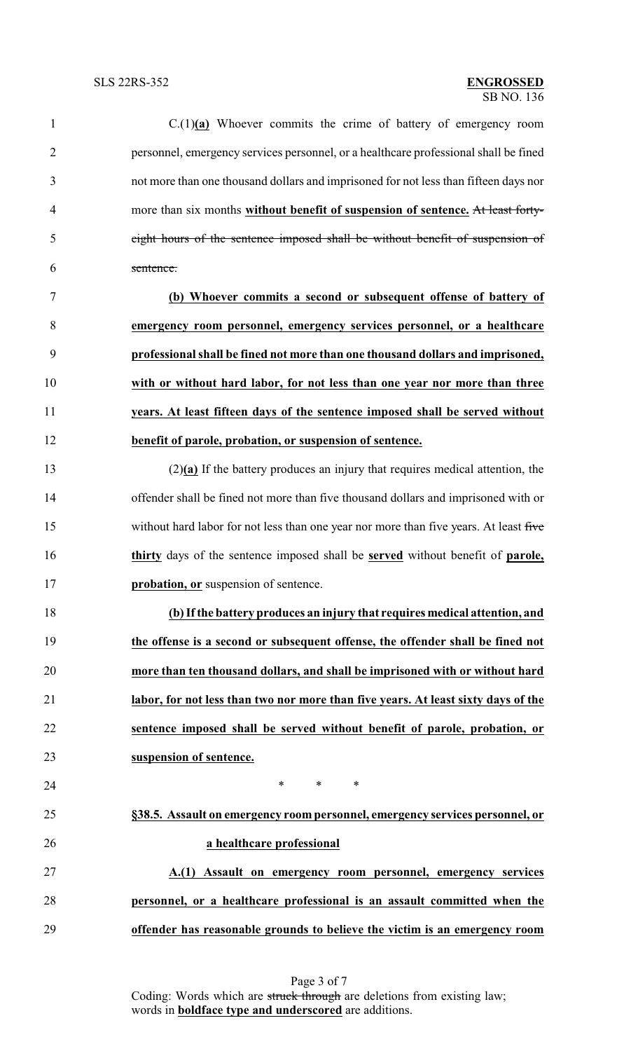C.(1)**(a)** Whoever commits the crime of battery of emergency room personnel, emergency services personnel, or a healthcare professional shall be fined not more than one thousand dollars and imprisoned for not less than fifteen days nor more than six months **without benefit of suspension of sentence.** ~~At least forty-eight hours of the sentence imposed shall be without benefit of suspension of sentence.~~

**(b) Whoever commits a second or subsequent offense of battery of emergency room personnel, emergency services personnel, or a healthcare professional shall be fined not more than one thousand dollars and imprisoned, with or without hard labor, for not less than one year nor more than three years. At least fifteen days of the sentence imposed shall be served without benefit of parole, probation, or suspension of sentence.**

(2)**(a)** If the battery produces an injury that requires medical attention, the offender shall be fined not more than five thousand dollars and imprisoned with or without hard labor for not less than one year nor more than five years. At least ~~five~~ **thirty** days of the sentence imposed shall be **served** without benefit of **parole, probation, or** suspension of sentence.

**(b) If the battery produces an injury that requires medical attention, and the offense is a second or subsequent offense, the offender shall be fined not more than ten thousand dollars, and shall be imprisoned with or without hard labor, for not less than two nor more than five years. At least sixty days of the sentence imposed shall be served without benefit of parole, probation, or suspension of sentence.**

\* \* \*

**§38.5. Assault on emergency room personnel, emergency services personnel, or a healthcare professional**

**A.(1) Assault on emergency room personnel, emergency services personnel, or a healthcare professional is an assault committed when the offender has reasonable grounds to believe the victim is an emergency room**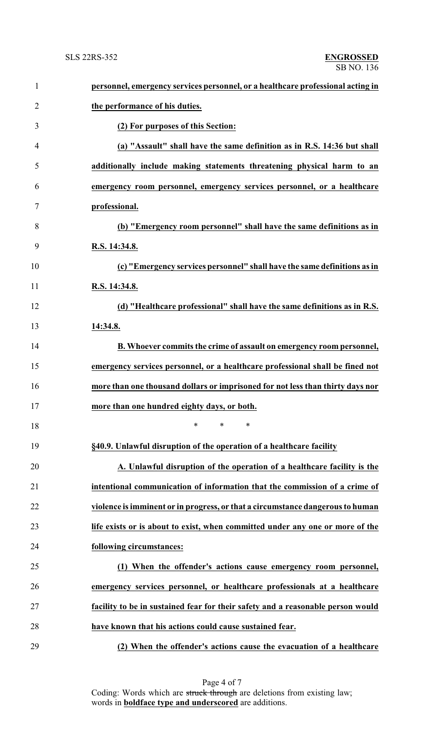**personnel, emergency services personnel, or a healthcare professional acting in the performance of his duties.**

**(2) For purposes of this Section:**

**(a) "Assault" shall have the same definition as in R.S. 14:36 but shall additionally include making statements threatening physical harm to an emergency room personnel, emergency services personnel, or a healthcare professional.**

**(b) "Emergency room personnel" shall have the same definitions as in R.S. 14:34.8.**

**(c) "Emergency services personnel" shall have the same definitions as in R.S. 14:34.8.**

**(d) "Healthcare professional" shall have the same definitions as in R.S. 14:34.8.**

**B. Whoever commits the crime of assault on emergency room personnel, emergency services personnel, or a healthcare professional shall be fined not more than one thousand dollars or imprisoned for not less than thirty days nor more than one hundred eighty days, or both.**

\* \* \*

**§40.9. Unlawful disruption of the operation of a healthcare facility**

**A. Unlawful disruption of the operation of a healthcare facility is the intentional communication of information that the commission of a crime of violence is imminent or in progress, or that a circumstance dangerous to human life exists or is about to exist, when committed under any one or more of the following circumstances:**

**(1) When the offender's actions cause emergency room personnel, emergency services personnel, or healthcare professionals at a healthcare facility to be in sustained fear for their safety and a reasonable person would have known that his actions could cause sustained fear.**

**(2) When the offender's actions cause the evacuation of a healthcare**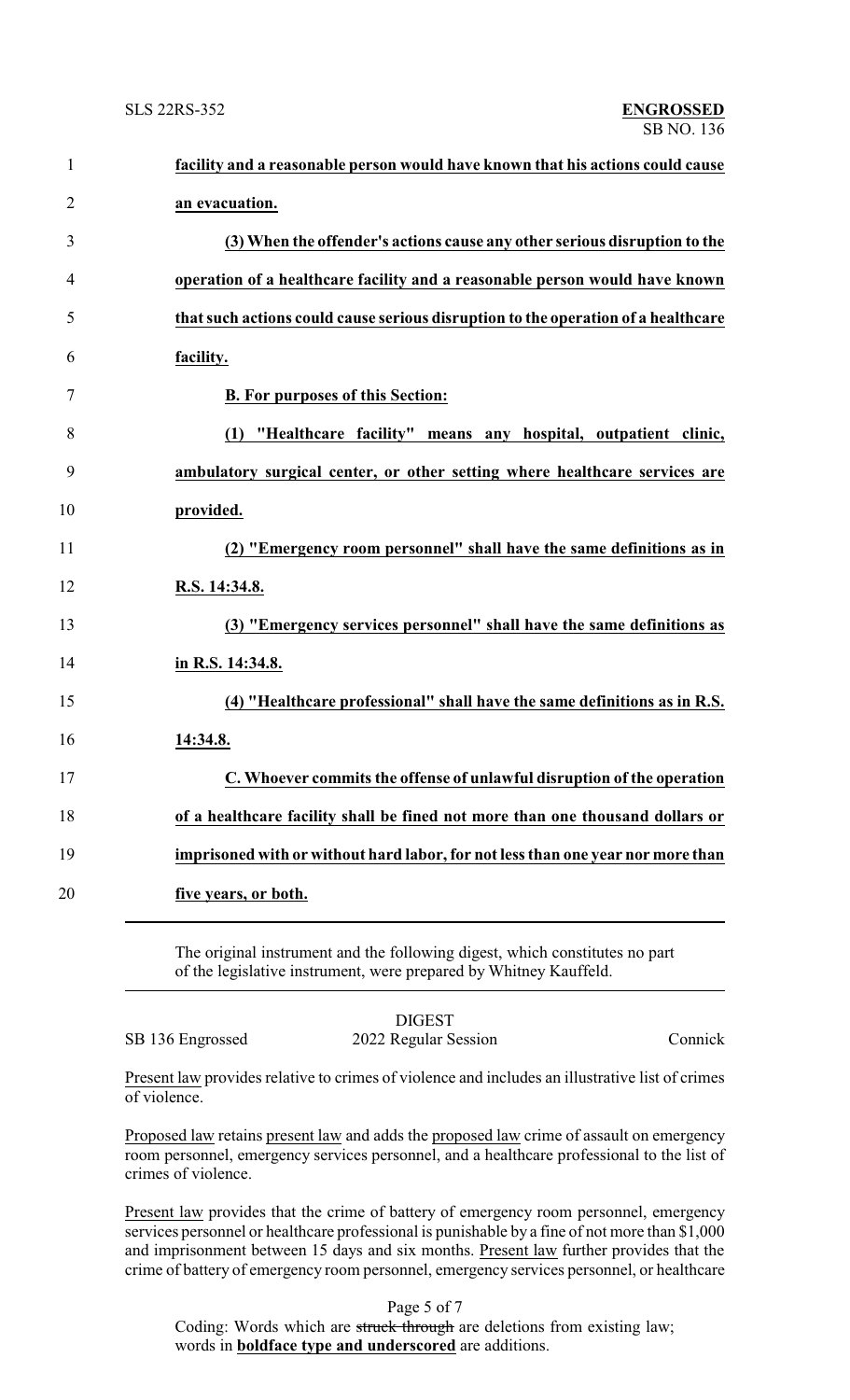**facility and a reasonable person would have known that his actions could cause an evacuation.**

**(3) When the offender's actions cause any other serious disruption to the operation of a healthcare facility and a reasonable person would have known that such actions could cause serious disruption to the operation of a healthcare facility.**

**B. For purposes of this Section:**

**(1) "Healthcare facility" means any hospital, outpatient clinic, ambulatory surgical center, or other setting where healthcare services are provided.**

**(2) "Emergency room personnel" shall have the same definitions as in R.S. 14:34.8.**

**(3) "Emergency services personnel" shall have the same definitions as in R.S. 14:34.8.**

**(4) "Healthcare professional" shall have the same definitions as in R.S. 14:34.8.**

**C. Whoever commits the offense of unlawful disruption of the operation of a healthcare facility shall be fined not more than one thousand dollars or imprisoned with or without hard labor, for not less than one year nor more than five years, or both.**

---

The original instrument and the following digest, which constitutes no part of the legislative instrument, were prepared by Whitney Kauffeld.

DIGEST

SB 136 Engrossed — 2022 Regular Session — Connick

Present law provides relative to crimes of violence and includes an illustrative list of crimes of violence.

Proposed law retains present law and adds the proposed law crime of assault on emergency room personnel, emergency services personnel, and a healthcare professional to the list of crimes of violence.

Present law provides that the crime of battery of emergency room personnel, emergency services personnel or healthcare professional is punishable by a fine of not more than $1,000 and imprisonment between 15 days and six months. Present law further provides that the crime of battery of emergency room personnel, emergency services personnel, or healthcare

Coding: Words which are ~~struck through~~ are deletions from existing law; words in **boldface type and underscored** are additions.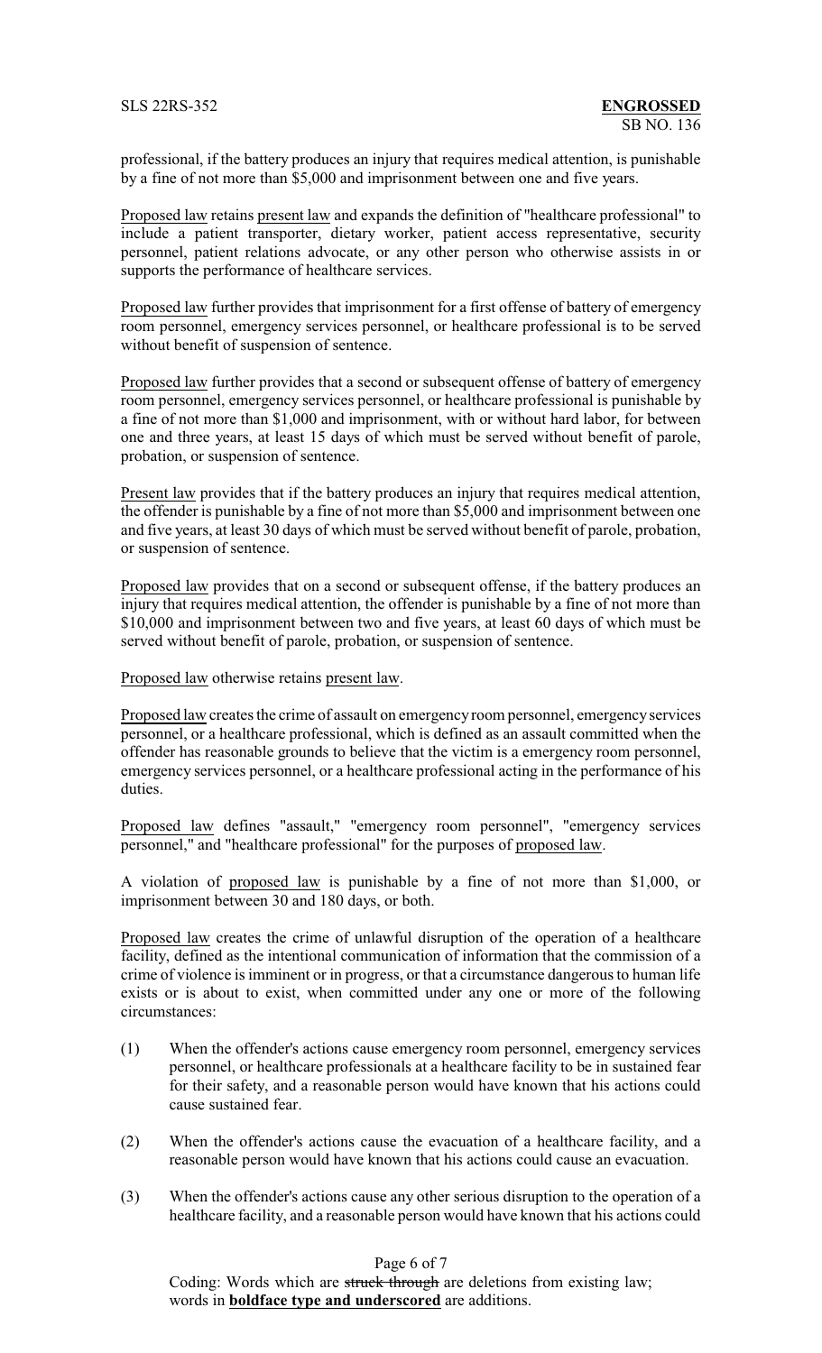professional, if the battery produces an injury that requires medical attention, is punishable by a fine of not more than $5,000 and imprisonment between one and five years.

Proposed law retains present law and expands the definition of "healthcare professional" to include a patient transporter, dietary worker, patient access representative, security personnel, patient relations advocate, or any other person who otherwise assists in or supports the performance of healthcare services.

Proposed law further provides that imprisonment for a first offense of battery of emergency room personnel, emergency services personnel, or healthcare professional is to be served without benefit of suspension of sentence.

Proposed law further provides that a second or subsequent offense of battery of emergency room personnel, emergency services personnel, or healthcare professional is punishable by a fine of not more than $1,000 and imprisonment, with or without hard labor, for between one and three years, at least 15 days of which must be served without benefit of parole, probation, or suspension of sentence.

Present law provides that if the battery produces an injury that requires medical attention, the offender is punishable by a fine of not more than $5,000 and imprisonment between one and five years, at least 30 days of which must be served without benefit of parole, probation, or suspension of sentence.

Proposed law provides that on a second or subsequent offense, if the battery produces an injury that requires medical attention, the offender is punishable by a fine of not more than $10,000 and imprisonment between two and five years, at least 60 days of which must be served without benefit of parole, probation, or suspension of sentence.

Proposed law otherwise retains present law.

Proposed law creates the crime of assault on emergency room personnel, emergency services personnel, or a healthcare professional, which is defined as an assault committed when the offender has reasonable grounds to believe that the victim is a emergency room personnel, emergency services personnel, or a healthcare professional acting in the performance of his duties.

Proposed law defines "assault," "emergency room personnel", "emergency services personnel," and "healthcare professional" for the purposes of proposed law.

A violation of proposed law is punishable by a fine of not more than $1,000, or imprisonment between 30 and 180 days, or both.

Proposed law creates the crime of unlawful disruption of the operation of a healthcare facility, defined as the intentional communication of information that the commission of a crime of violence is imminent or in progress, or that a circumstance dangerous to human life exists or is about to exist, when committed under any one or more of the following circumstances:

(1) When the offender's actions cause emergency room personnel, emergency services personnel, or healthcare professionals at a healthcare facility to be in sustained fear for their safety, and a reasonable person would have known that his actions could cause sustained fear.

(2) When the offender's actions cause the evacuation of a healthcare facility, and a reasonable person would have known that his actions could cause an evacuation.

(3) When the offender's actions cause any other serious disruption to the operation of a healthcare facility, and a reasonable person would have known that his actions could

Coding: Words which are ~~struck through~~ are deletions from existing law; words in **boldface type and underscored** are additions.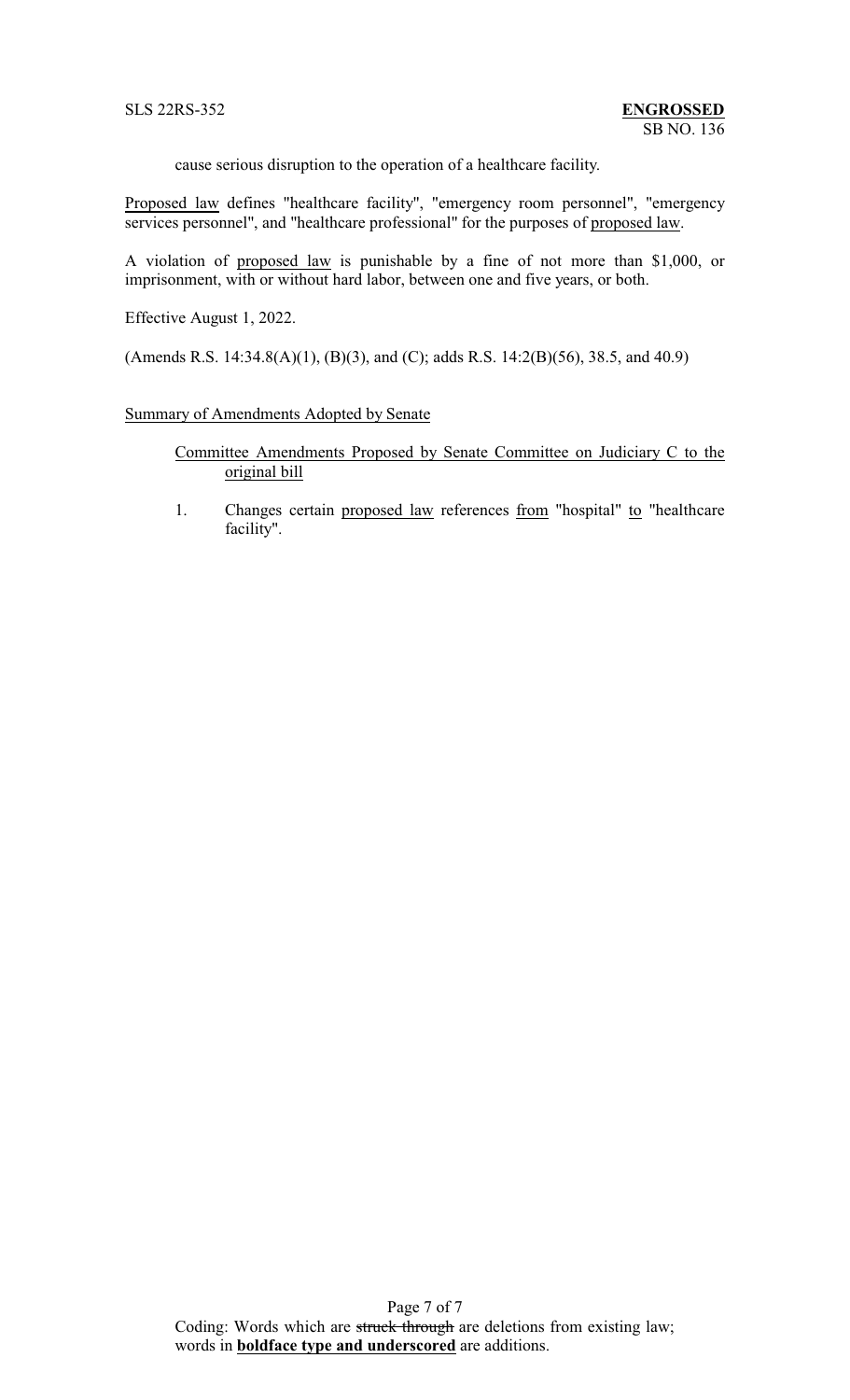cause serious disruption to the operation of a healthcare facility.

Proposed law defines "healthcare facility", "emergency room personnel", "emergency services personnel", and "healthcare professional" for the purposes of proposed law.

A violation of proposed law is punishable by a fine of not more than $1,000, or imprisonment, with or without hard labor, between one and five years, or both.

Effective August 1, 2022.

(Amends R.S. 14:34.8(A)(1), (B)(3), and (C); adds R.S. 14:2(B)(56), 38.5, and 40.9)

Summary of Amendments Adopted by Senate

Committee Amendments Proposed by Senate Committee on Judiciary C to the original bill

1. Changes certain proposed law references from "hospital" to "healthcare facility".

Coding: Words which are ~~struck through~~ are deletions from existing law; words in **boldface type and underscored** are additions.